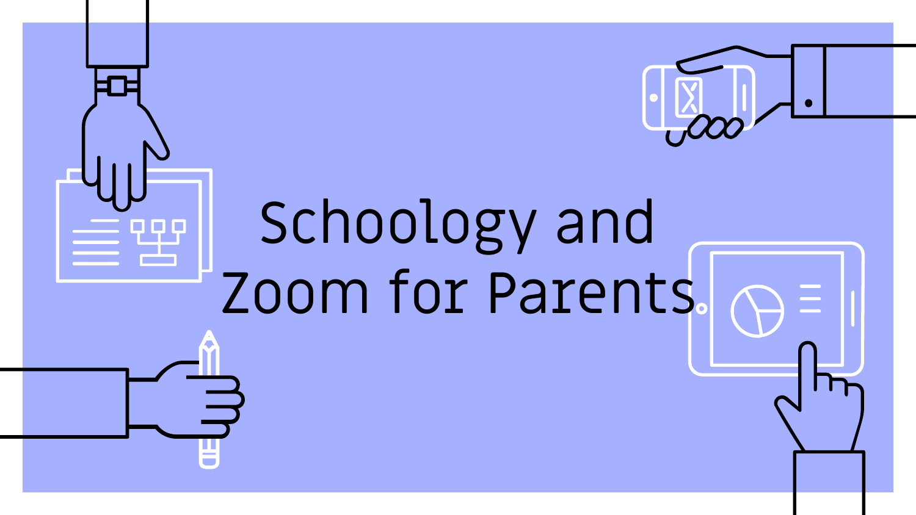# Schoology and Zoom for Parents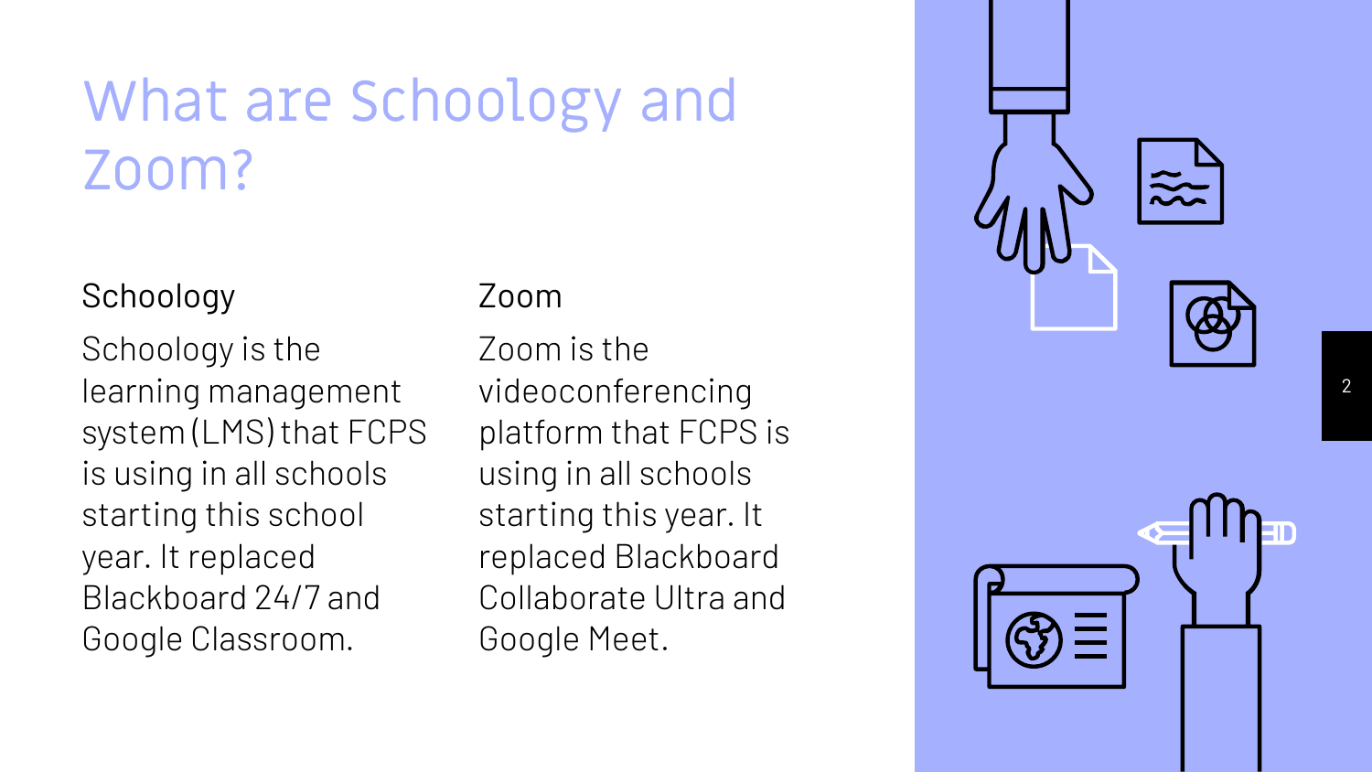# What are Schoology and Zoom?

## Schoology

Schoology is the learning management system (LMS) that FCPS is using in all schools starting this school year. It replaced Blackboard 24/7 and Google Classroom.

## Zoom

Zoom is the videoconferencing platform that FCPS is using in all schools starting this year. It replaced Blackboard Collaborate Ultra and Google Meet.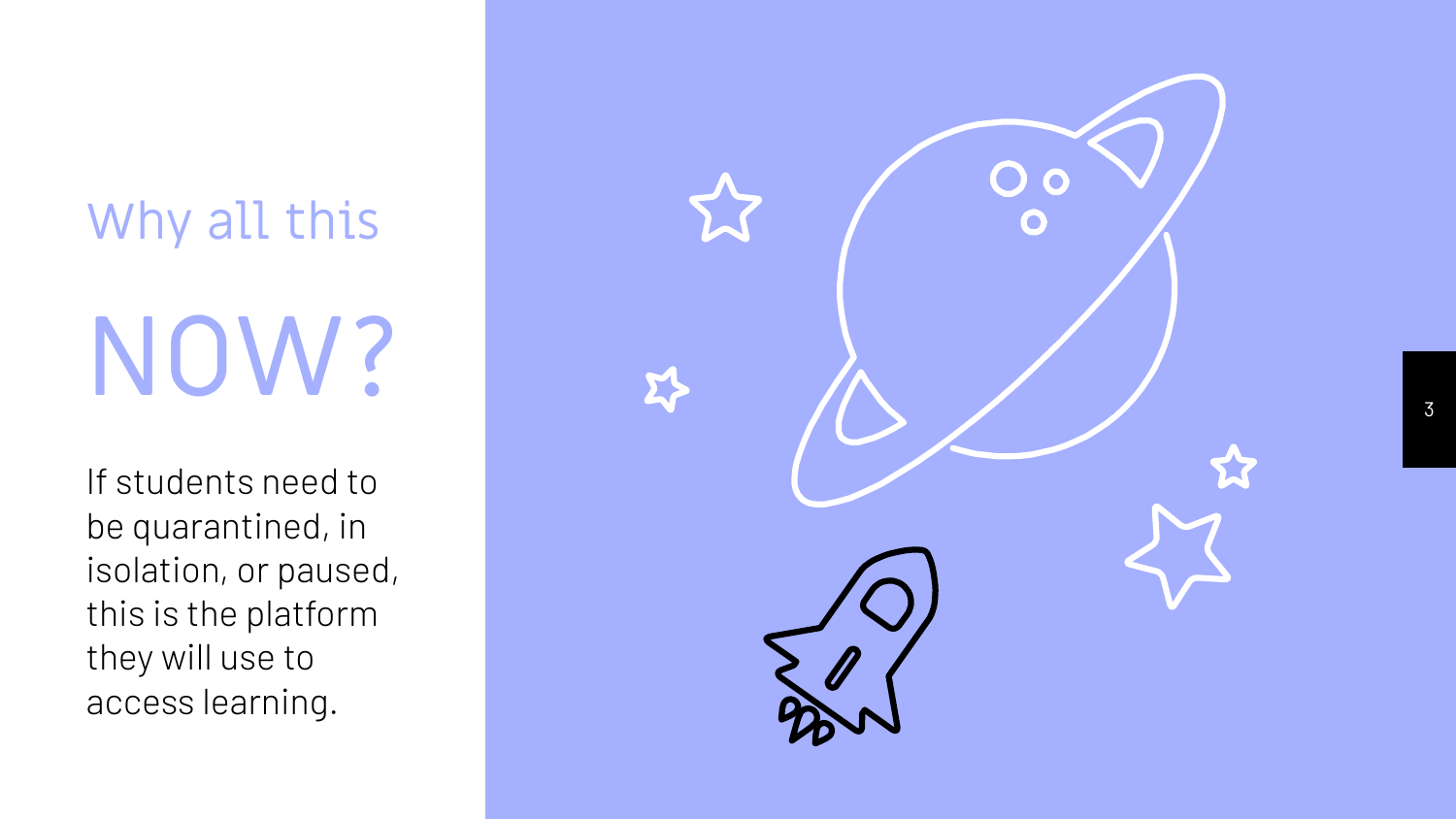## Why all this

# NOW?

If students need to be quarantined, in isolation, or paused, this is the platform they will use to access learning.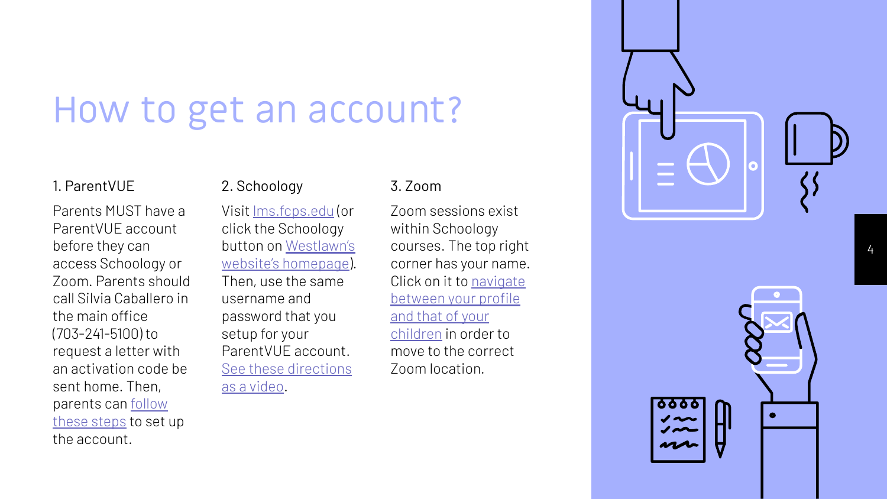# How to get an account?

## 1. ParentVUE

Parents MUST have a ParentVUE account before they can access Schoology or Zoom. Parents should call Silvia Caballero in the main office (703-241-5100) to request a letter with an activation code be sent home. Then, parents can follow these steps to set up the account.

## 2. Schoology

Visit lms.fcps.edu (or click the Schoology button on Westlawn's website's homepage). Then, use the same username and password that you setup for your ParentVUE account. See these directions as a video.

## 3. Zoom

Zoom sessions exist within Schoology courses. The top right corner has your name. Click on it to navigate between your profile and that of your children in order to move to the correct Zoom location.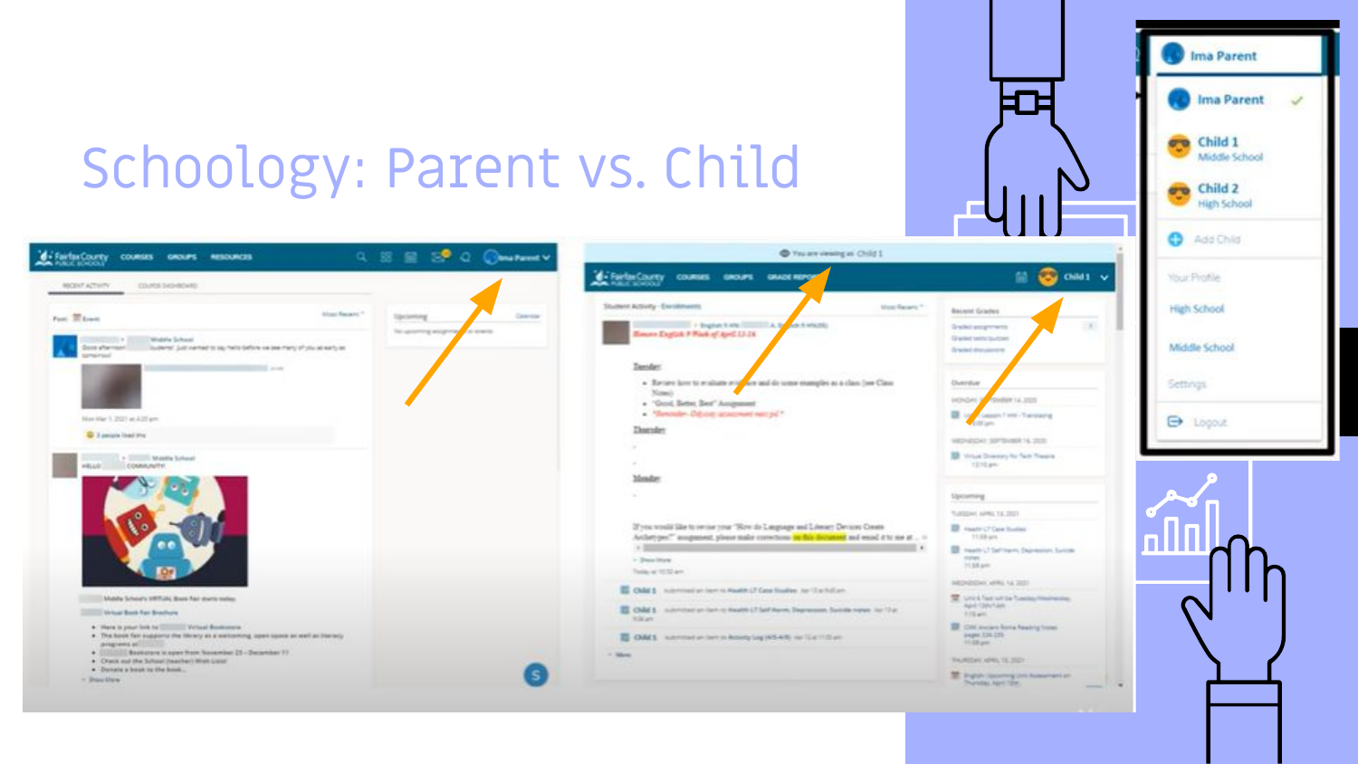# Schoology: Parent vs. Child

- Ima Parent
- Ima Parent
- Child 1
  Middle School
- Child 2
  High School
- Add Child
- Your Profile
- High School
- Middle School
- Settings
- Logout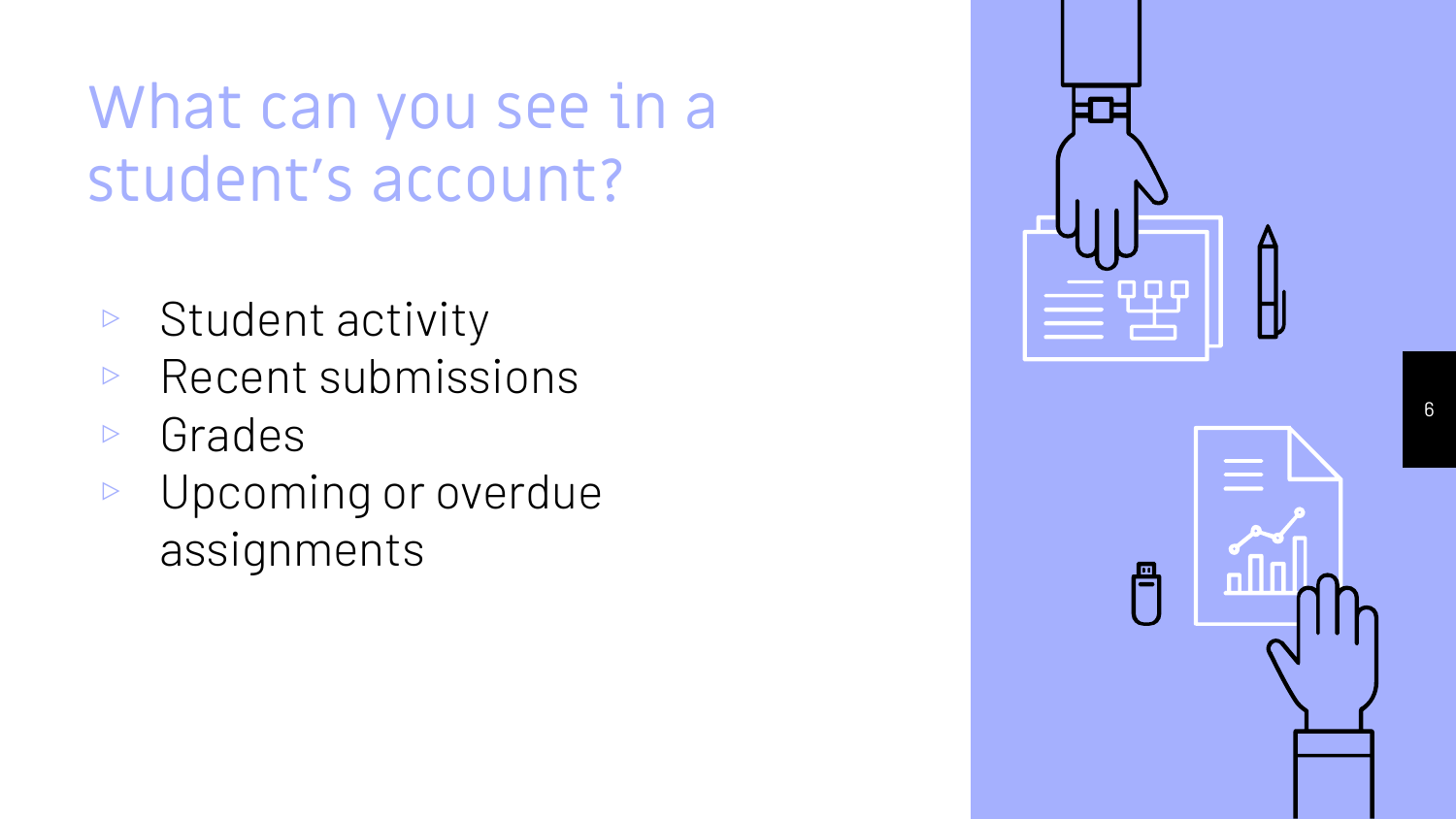# What can you see in a student's account?

- Student activity
- Recent submissions
- Grades
- Upcoming or overdue assignments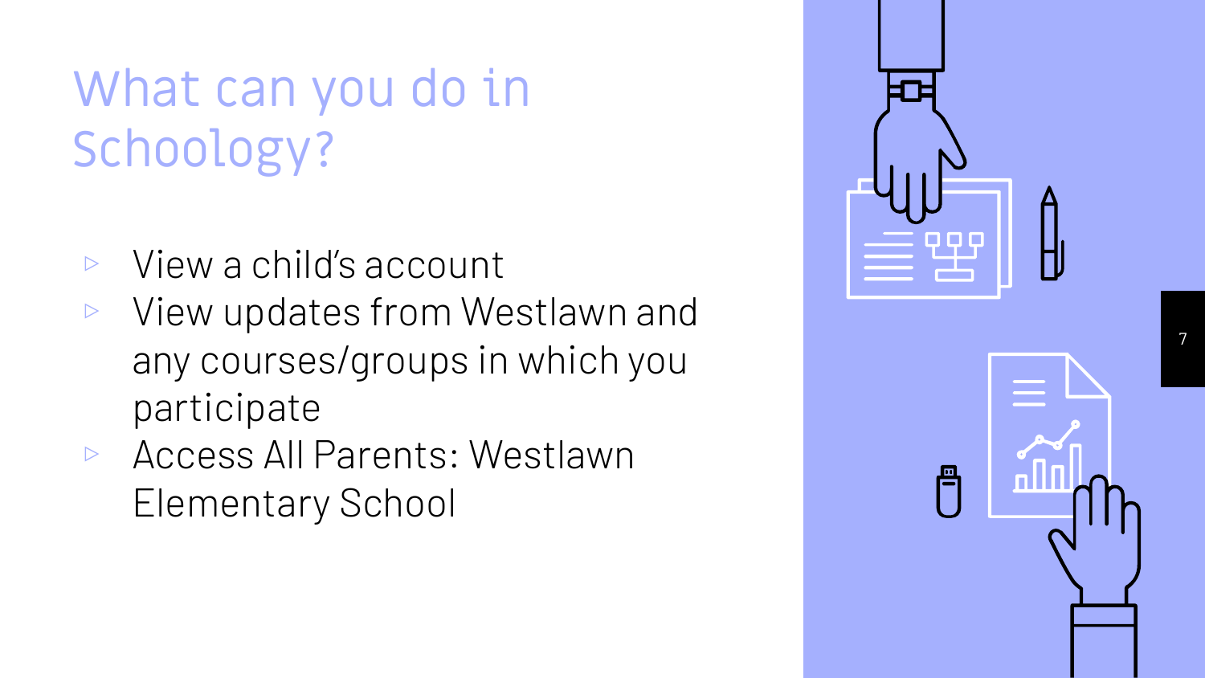# What can you do in Schoology?

- View a child's account
- View updates from Westlawn and any courses/groups in which you participate
- Access All Parents: Westlawn Elementary School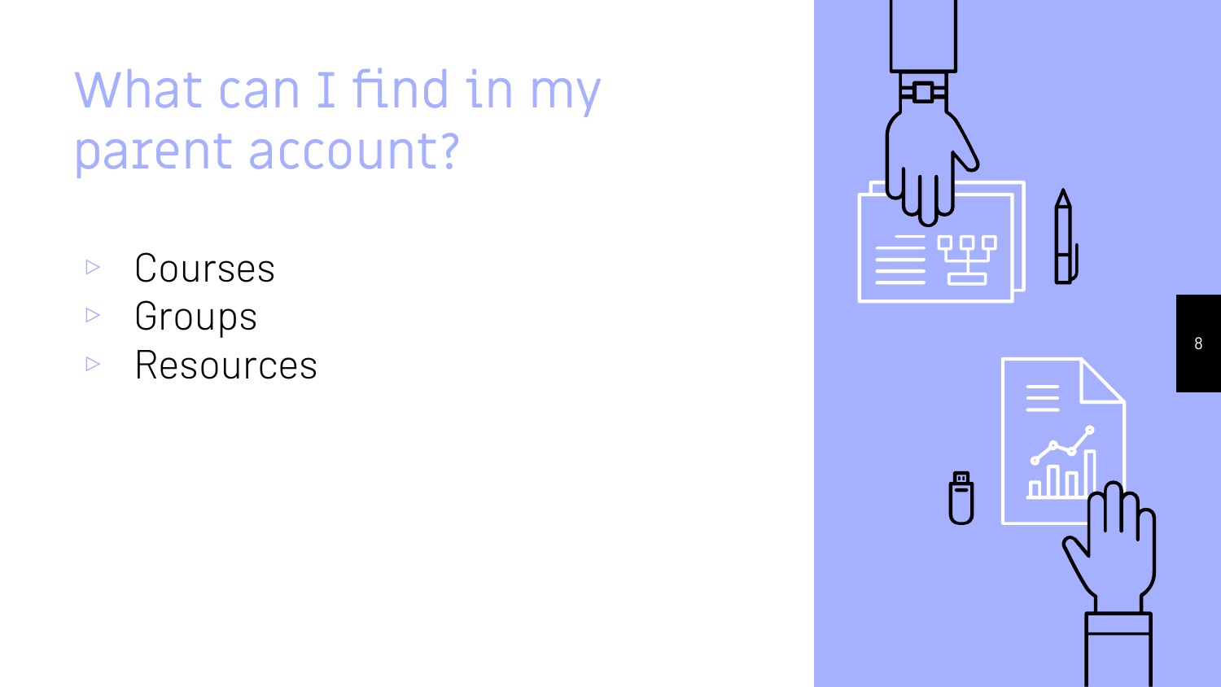# What can I find in my parent account?

- Courses
- Groups
- Resources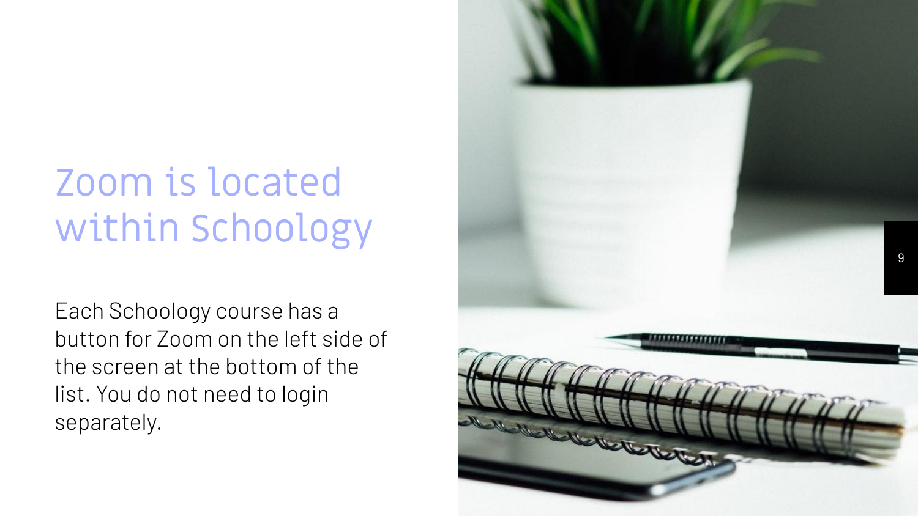# Zoom is located within Schoology

Each Schoology course has a button for Zoom on the left side of the screen at the bottom of the list. You do not need to login separately.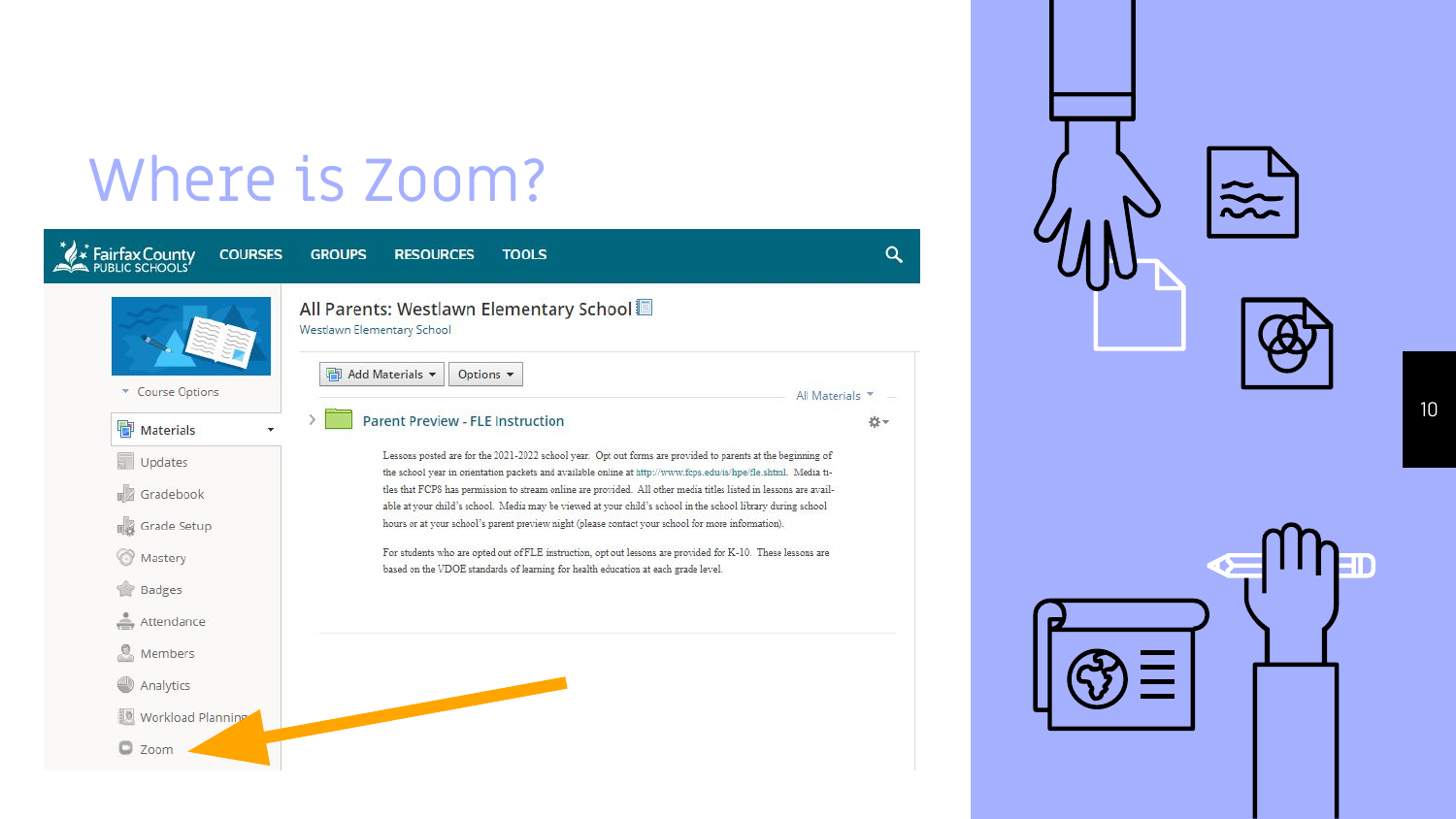# Where is Zoom?

Fairfax County PUBLIC SCHOOLS COURSES GROUPS RESOURCES TOOLS

All Parents: Westlawn Elementary School

Westlawn Elementary School

Add Materials ▾ Options ▾

All Materials ▾

Course Options

- Materials
- Updates
- Gradebook
- Grade Setup
- Mastery
- Badges
- Attendance
- Members
- Analytics
- Workload Planning
- Zoom

**Parent Preview - FLE Instruction**

Lessons posted are for the 2021-2022 school year. Opt out forms are provided to parents at the beginning of the school year in orientation packets and available online at http://www.fcps.edu/is/hpe/fle.shtml. Media titles that FCPS has permission to stream online are provided. All other media titles listed in lessons are available at your child's school. Media may be viewed at your child's school in the school library during school hours or at your school's parent preview night (please contact your school for more information).

For students who are opted out of FLE instruction, opt out lessons are provided for K-10. These lessons are based on the VDOE standards of learning for health education at each grade level.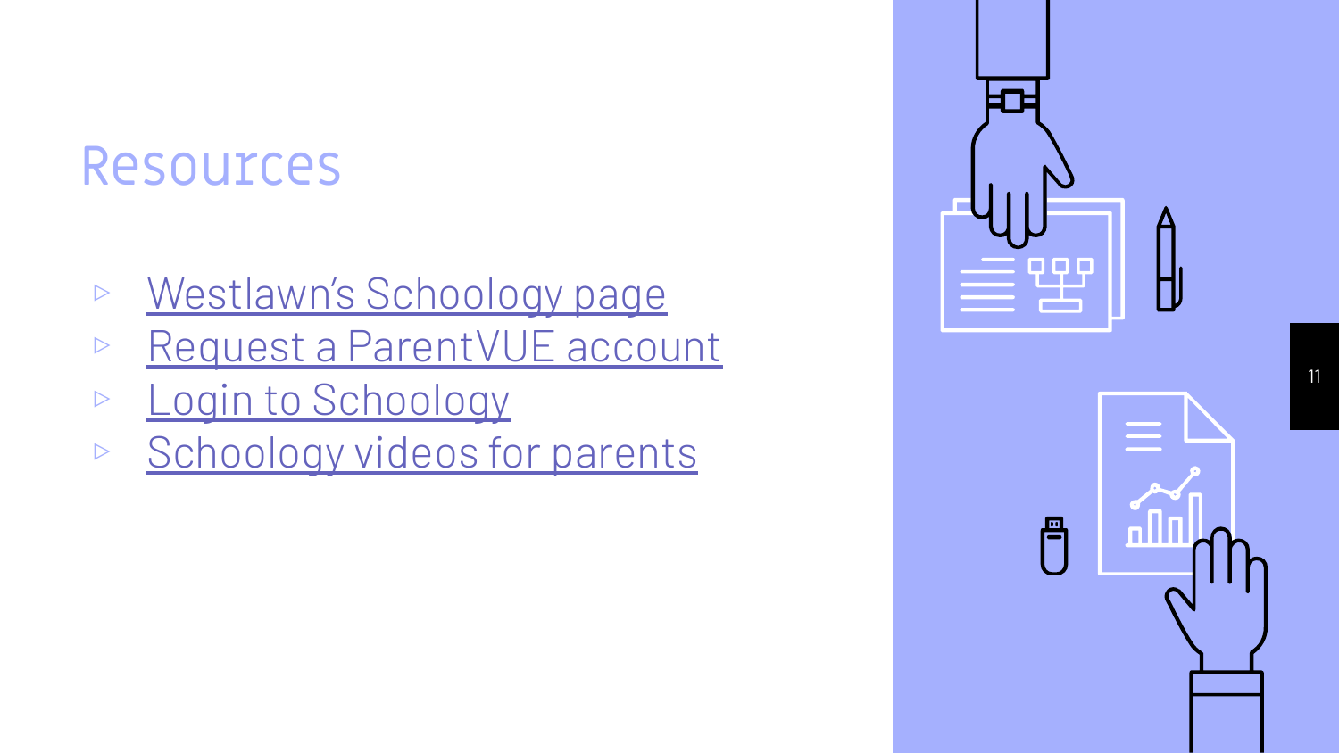# Resources

- Westlawn's Schoology page
- Request a ParentVUE account
- Login to Schoology
- Schoology videos for parents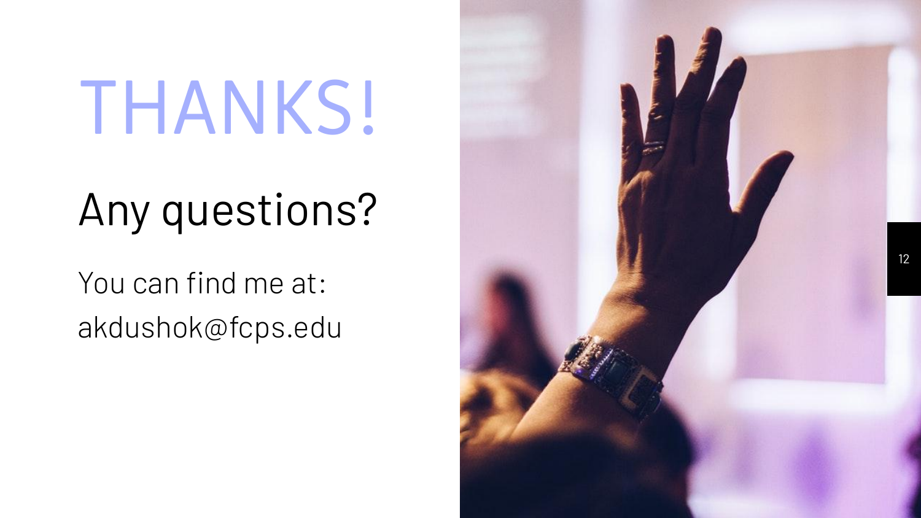# THANKS!

## Any questions?

You can find me at:
akdushok@fcps.edu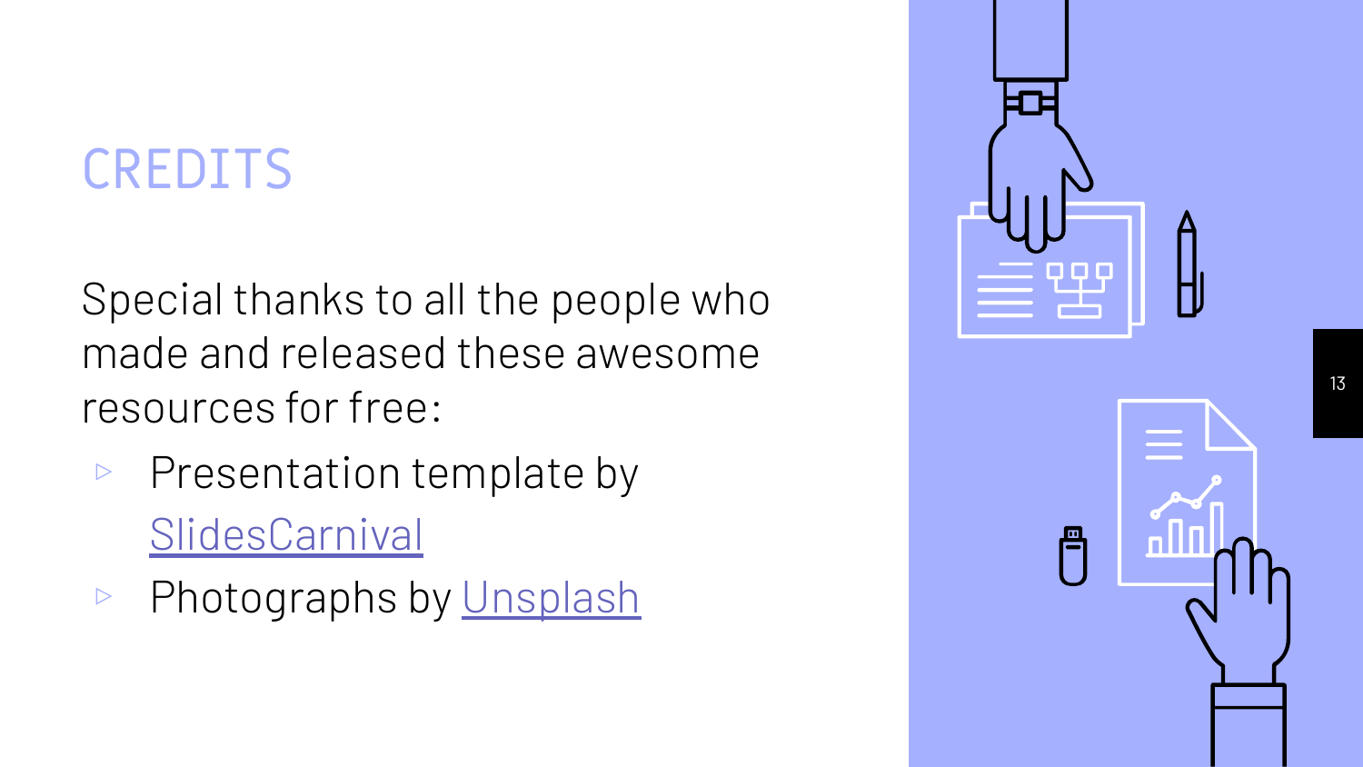# CREDITS

Special thanks to all the people who made and released these awesome resources for free:

- Presentation template by SlidesCarnival
- Photographs by Unsplash